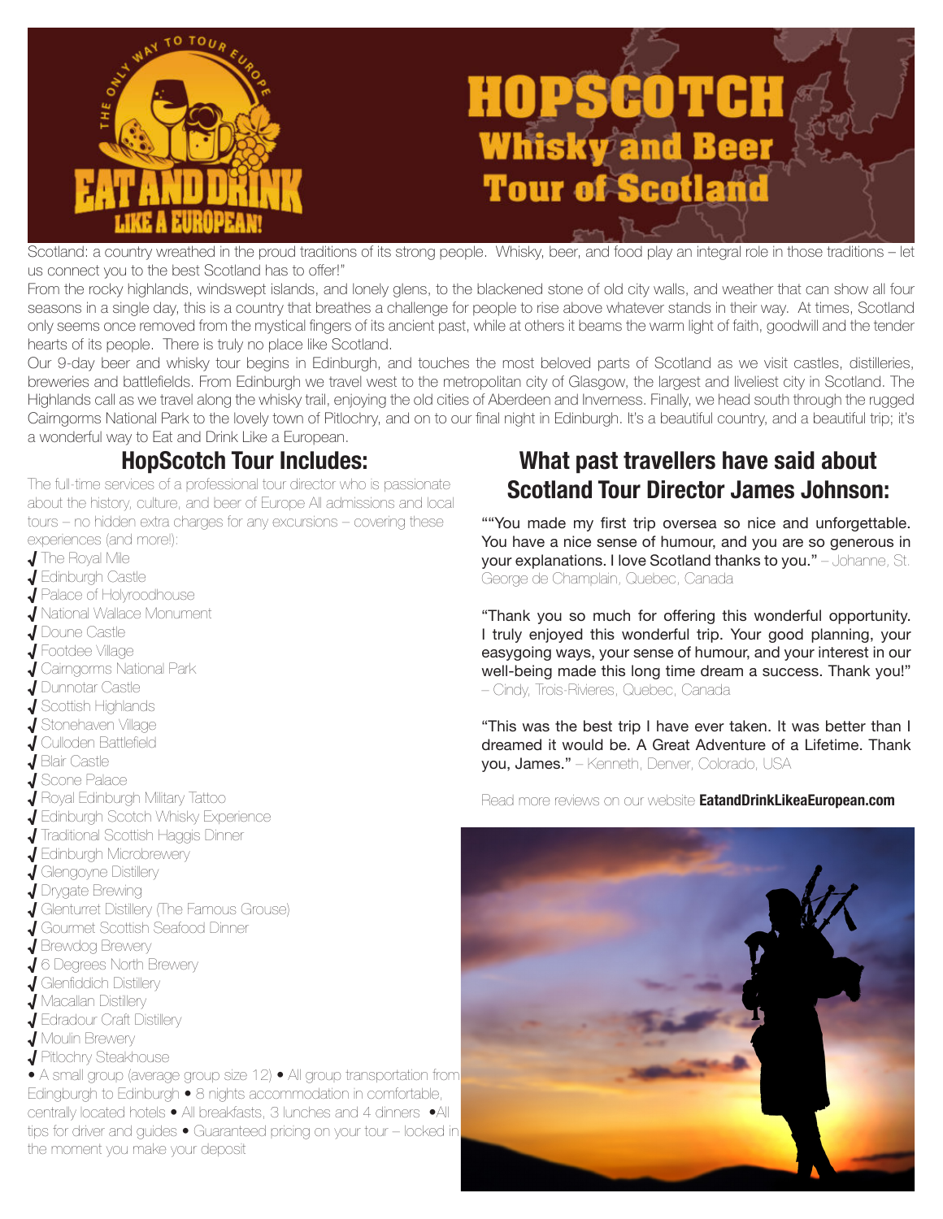# HOPSCOTCH Whisky and Beer Tour of Scotland

Scotland: a country wreathed in the proud traditions of its strong people. Whisky, beer, and food play an integral role in those traditions – let us connect you to the best Scotland has to offer!"

From the rocky highlands, windswept islands, and lonely glens, to the blackened stone of old city walls, and weather that can show all four seasons in a single day, this is a country that breathes a challenge for people to rise above whatever stands in their way. At times, Scotland only seems once removed from the mystical fingers of its ancient past, while at others it beams the warm light of faith, goodwill and the tender hearts of its people. There is truly no place like Scotland.

Our 9-day beer and whisky tour begins in Edinburgh, and touches the most beloved parts of Scotland as we visit castles, distilleries, breweries and battlefields. From Edinburgh we travel west to the metropolitan city of Glasgow, the largest and liveliest city in Scotland. The Highlands call as we travel along the whisky trail, enjoying the old cities of Aberdeen and Inverness. Finally, we head south through the rugged Cairngorms National Park to the lovely town of Pitlochry, and on to our final night in Edinburgh. It's a beautiful country, and a beautiful trip; it's a wonderful way to Eat and Drink Like a European.

## HopScotch Tour Includes:

The full-time services of a professional tour director who is passionate about the history, culture, and beer of Europe All admissions and local tours – no hidden extra charges for any excursions – covering these experiences (and more!):

- ✓ The Royal Mile
- ✓ Edinburgh Castle
- ✓ Palace of Holyroodhouse
- ✓ National Wallace Monument
- ✓ Doune Castle
- ✓ Footdee Village
- ✓ Cairngorms National Park
- ✓ Dunnotar Castle
- ✓ Scottish Highlands
- ✓ Stonehaven Village
- ✓ Culloden Battlefield
- ✓ Blair Castle
- ✓ Scone Palace
- ✓ Royal Edinburgh Military Tattoo
- ✓ Edinburgh Scotch Whisky Experience
- ✓ Traditional Scottish Haggis Dinner
- ✓ Edinburgh Microbrewery
- ✓ Glengoyne Distillery
- ✓ Drygate Brewing
- ✓ Glenturret Distillery (The Famous Grouse)
- ✓ Gourmet Scottish Seafood Dinner
- ✓ Brewdog Brewery
- ✓ 6 Degrees North Brewery
- ✓ Glenfiddich Distillery
- ✓ Macallan Distillery
- ✓ Edradour Craft Distillery
- ✓ Moulin Brewery
- ✓ Pitlochry Steakhouse

• A small group (average group size 12) • All group transportation from Edingburgh to Edinburgh • 8 nights accommodation in comfortable, centrally located hotels • All breakfasts, 3 lunches and 4 dinners •All tips for driver and guides • Guaranteed pricing on your tour – locked in the moment you make your deposit

## What past travellers have said about Scotland Tour Director James Johnson:

""You made my first trip oversea so nice and unforgettable. You have a nice sense of humour, and you are so generous in your explanations. I love Scotland thanks to you." – Johanne, St. George de Champlain, Quebec, Canada

"Thank you so much for offering this wonderful opportunity. I truly enjoyed this wonderful trip. Your good planning, your easygoing ways, your sense of humour, and your interest in our well-being made this long time dream a success. Thank you!" – Cindy, Trois-Rivieres, Quebec, Canada

"This was the best trip I have ever taken. It was better than I dreamed it would be. A Great Adventure of a Lifetime. Thank you, James." – Kenneth, Denver, Colorado, USA

Read more reviews on our website **EatandDrinkLikeaEuropean.com**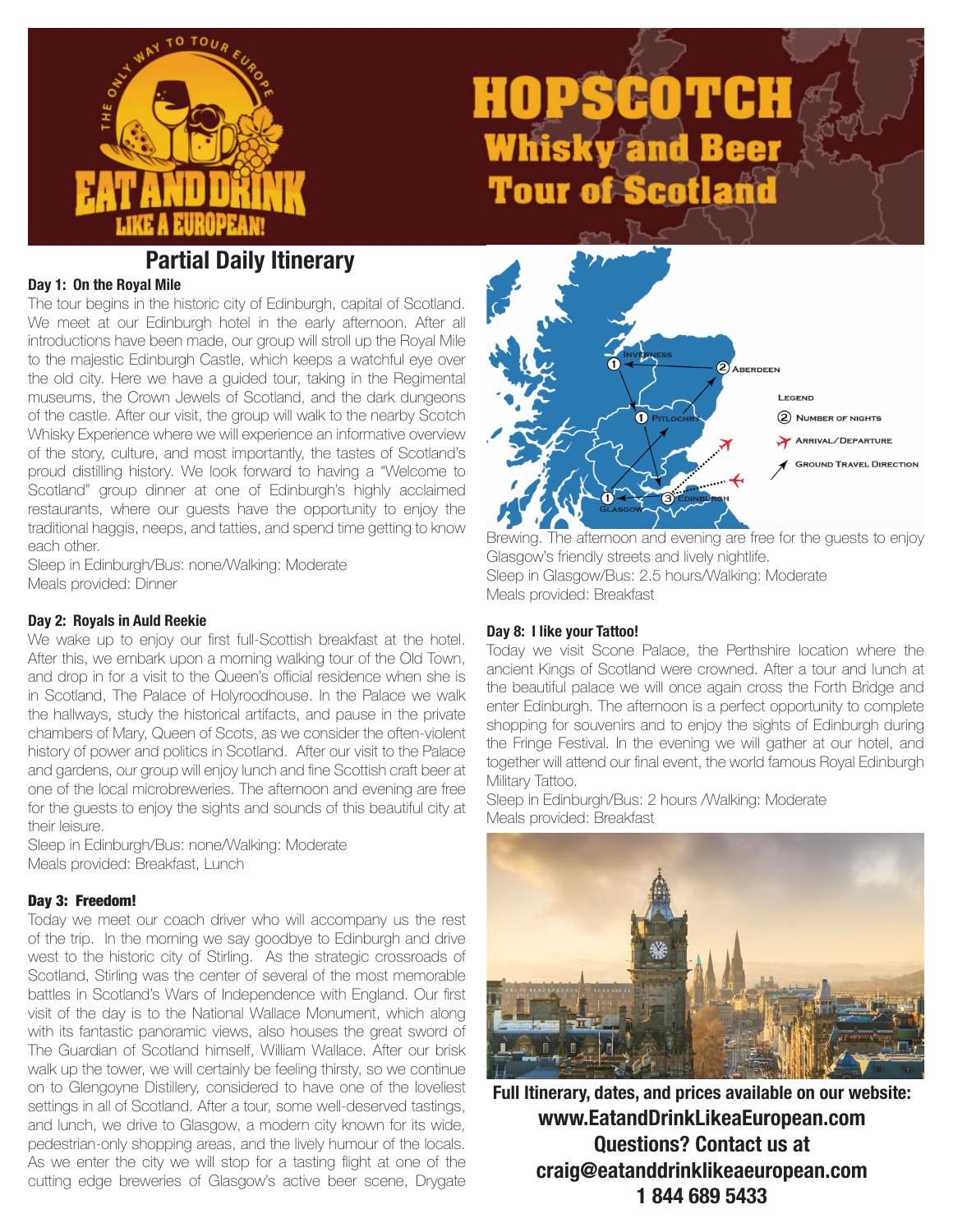# HOPSCOTCH

## Whisky and Beer Tour of Scotland

EAT AND DRINK LIKE A EUROPEAN! — THE ONLY WAY TO TOUR EUROPE

## Partial Daily Itinerary

**Day 1: On the Royal Mile**

The tour begins in the historic city of Edinburgh, capital of Scotland. We meet at our Edinburgh hotel in the early afternoon. After all introductions have been made, our group will stroll up the Royal Mile to the majestic Edinburgh Castle, which keeps a watchful eye over the old city. Here we have a guided tour, taking in the Regimental museums, the Crown Jewels of Scotland, and the dark dungeons of the castle. After our visit, the group will walk to the nearby Scotch Whisky Experience where we will experience an informative overview of the story, culture, and most importantly, the tastes of Scotland's proud distilling history. We look forward to having a "Welcome to Scotland" group dinner at one of Edinburgh's highly acclaimed restaurants, where our guests have the opportunity to enjoy the traditional haggis, neeps, and tatties, and spend time getting to know each other.

Sleep in Edinburgh/Bus: none/Walking: Moderate
Meals provided: Dinner

**Day 2: Royals in Auld Reekie**

We wake up to enjoy our first full-Scottish breakfast at the hotel. After this, we embark upon a morning walking tour of the Old Town, and drop in for a visit to the Queen's official residence when she is in Scotland, The Palace of Holyroodhouse. In the Palace we walk the hallways, study the historical artifacts, and pause in the private chambers of Mary, Queen of Scots, as we consider the often-violent history of power and politics in Scotland. After our visit to the Palace and gardens, our group will enjoy lunch and fine Scottish craft beer at one of the local microbreweries. The afternoon and evening are free for the guests to enjoy the sights and sounds of this beautiful city at their leisure.

Sleep in Edinburgh/Bus: none/Walking: Moderate
Meals provided: Breakfast, Lunch

**Day 3: Freedom!**

Today we meet our coach driver who will accompany us the rest of the trip. In the morning we say goodbye to Edinburgh and drive west to the historic city of Stirling. As the strategic crossroads of Scotland, Stirling was the center of several of the most memorable battles in Scotland's Wars of Independence with England. Our first visit of the day is to the National Wallace Monument, which along with its fantastic panoramic views, also houses the great sword of The Guardian of Scotland himself, William Wallace. After our brisk walk up the tower, we will certainly be feeling thirsty, so we continue on to Glengoyne Distillery, considered to have one of the loveliest settings in all of Scotland. After a tour, some well-deserved tastings, and lunch, we drive to Glasgow, a modern city known for its wide, pedestrian-only shopping areas, and the lively humour of the locals. As we enter the city we will stop for a tasting flight at one of the cutting edge breweries of Glasgow's active beer scene, Drygate Brewing. The afternoon and evening are free for the guests to enjoy Glasgow's friendly streets and lively nightlife.

Sleep in Glasgow/Bus: 2.5 hours/Walking: Moderate
Meals provided: Breakfast

Inverness
Aberdeen
Pitlochry
Glasgow
Edinburgh

Legend
Number of nights
Arrival/Departure
Ground Travel Direction

**Day 8: I like your Tattoo!**

Today we visit Scone Palace, the Perthshire location where the ancient Kings of Scotland were crowned. After a tour and lunch at the beautiful palace we will once again cross the Forth Bridge and enter Edinburgh. The afternoon is a perfect opportunity to complete shopping for souvenirs and to enjoy the sights of Edinburgh during the Fringe Festival. In the evening we will gather at our hotel, and together will attend our final event, the world famous Royal Edinburgh Military Tattoo.

Sleep in Edinburgh/Bus: 2 hours /Walking: Moderate
Meals provided: Breakfast

**Full Itinerary, dates, and prices available on our website:**
**www.EatandDrinkLikeaEuropean.com**
**Questions? Contact us at**
**craig@eatanddrinklikeaeuropean.com**
**1 844 689 5433**